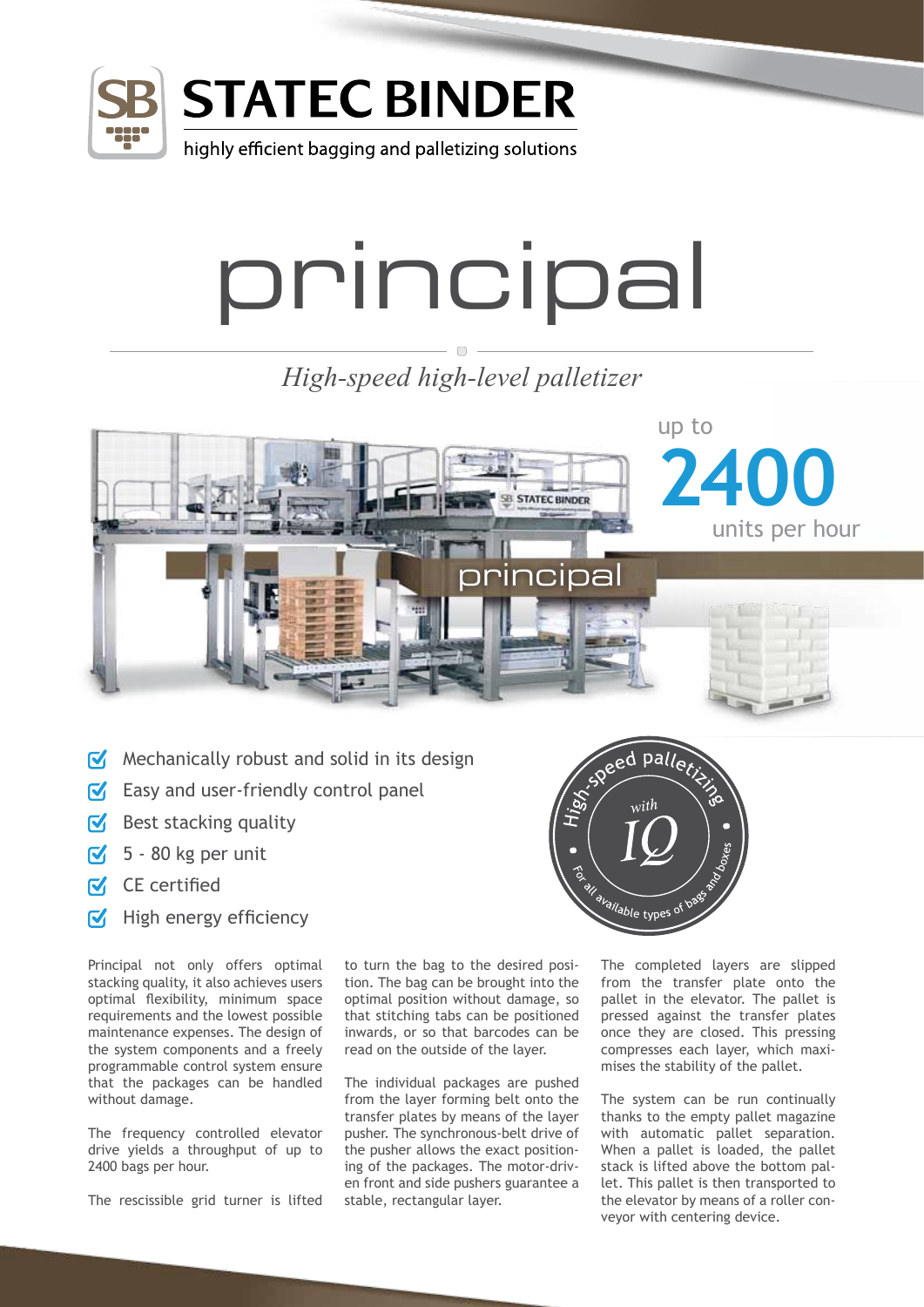# STATEC BINDER

highly efficient bagging and palletizing solutions

# principal

*High-speed high-level palletizer*

up to **2400** units per hour

- Mechanically robust and solid in its design
- Easy and user-friendly control panel
- Best stacking quality
- 5 - 80 kg per unit
- CE certified
- High energy efficiency

High-speed palletizing with IQ • For all available types of bags and boxes •

Principal not only offers optimal stacking quality, it also achieves users optimal flexibility, minimum space requirements and the lowest possible maintenance expenses. The design of the system components and a freely programmable control system ensure that the packages can be handled without damage.

The frequency controlled elevator drive yields a throughput of up to 2400 bags per hour.

The rescissible grid turner is lifted to turn the bag to the desired position. The bag can be brought into the optimal position without damage, so that stitching tabs can be positioned inwards, or so that barcodes can be read on the outside of the layer.

The individual packages are pushed from the layer forming belt onto the transfer plates by means of the layer pusher. The synchronous-belt drive of the pusher allows the exact positioning of the packages. The motor-driven front and side pushers guarantee a stable, rectangular layer.

The completed layers are slipped from the transfer plate onto the pallet in the elevator. The pallet is pressed against the transfer plates once they are closed. This pressing compresses each layer, which maximises the stability of the pallet.

The system can be run continually thanks to the empty pallet magazine with automatic pallet separation. When a pallet is loaded, the pallet stack is lifted above the bottom pallet. This pallet is then transported to the elevator by means of a roller conveyor with centering device.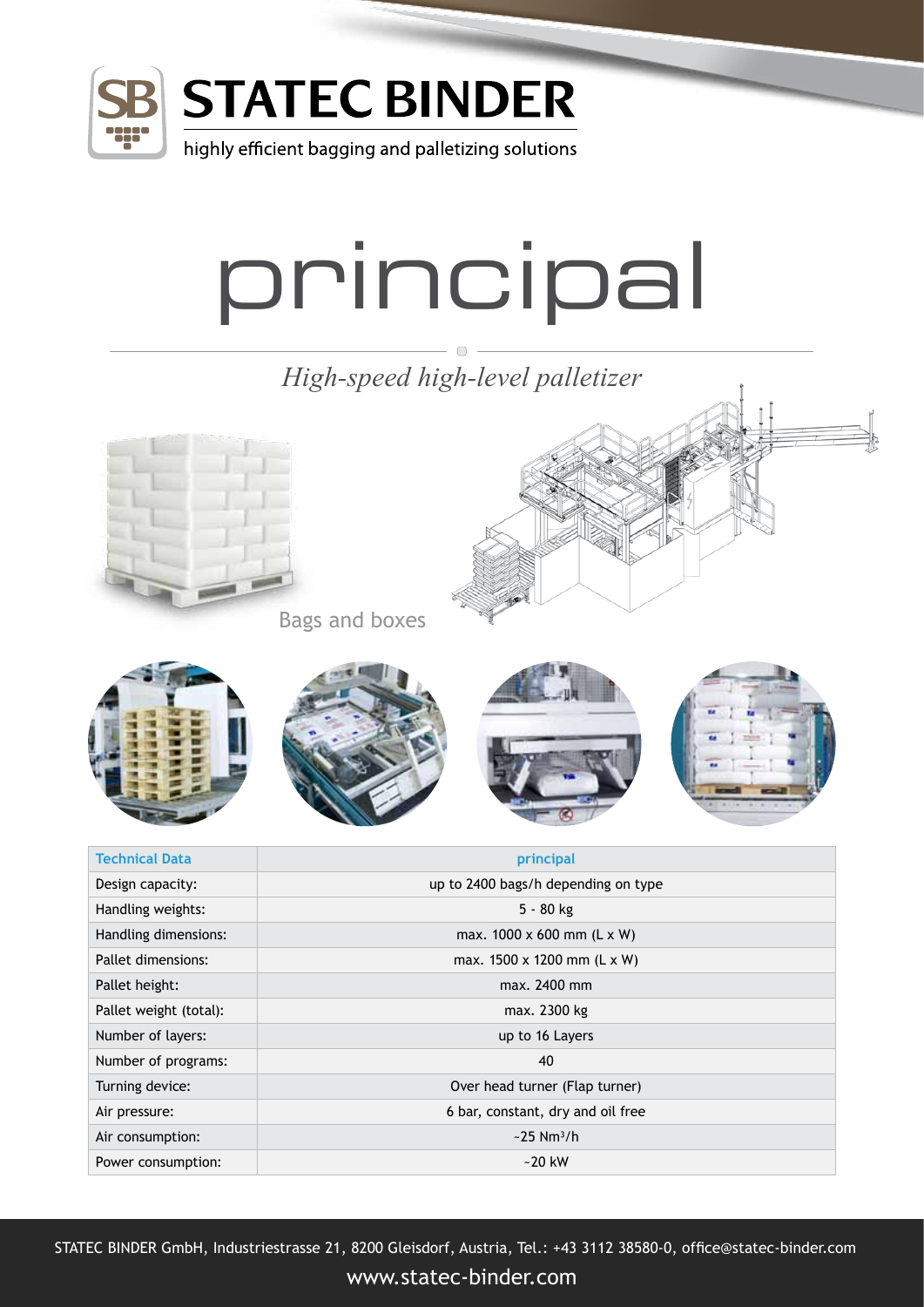# STATEC BINDER

highly efficient bagging and palletizing solutions

# principal

*High-speed high-level palletizer*

Bags and boxes

| Technical Data | principal |
|---|---|
| Design capacity: | up to 2400 bags/h depending on type |
| Handling weights: | 5 - 80 kg |
| Handling dimensions: | max. 1000 x 600 mm (L x W) |
| Pallet dimensions: | max. 1500 x 1200 mm (L x W) |
| Pallet height: | max. 2400 mm |
| Pallet weight (total): | max. 2300 kg |
| Number of layers: | up to 16 Layers |
| Number of programs: | 40 |
| Turning device: | Over head turner (Flap turner) |
| Air pressure: | 6 bar, constant, dry and oil free |
| Air consumption: | ~25 $Nm^3/h$ |
| Power consumption: | ~20 kW |

STATEC BINDER GmbH, Industriestrasse 21, 8200 Gleisdorf, Austria, Tel.: +43 3112 38580-0, office@statec-binder.com

www.statec-binder.com